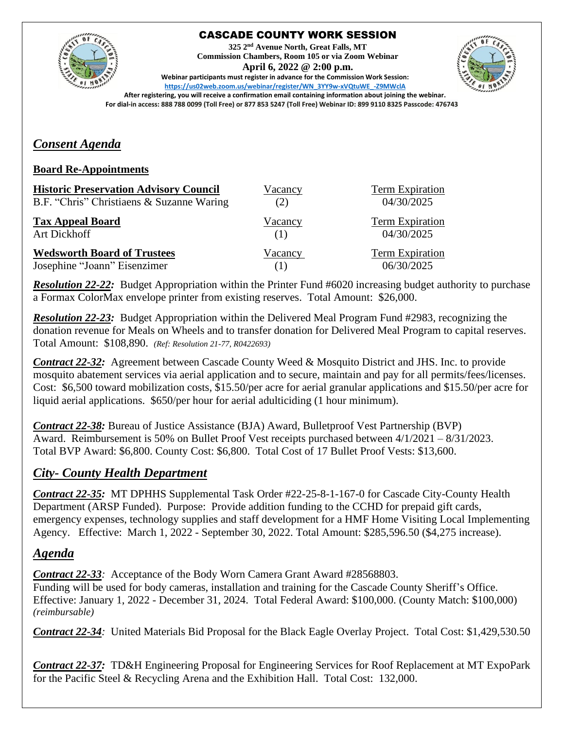# CASCADE COUNTY WORK SESSION

**325 2nd Avenue North, Great Falls, MT**
**Commission Chambers, Room 105 or via Zoom Webinar**
**April 6, 2022 @ 2:00 p.m.**
**Webinar participants must register in advance for the Commission Work Session:**
**https://us02web.zoom.us/webinar/register/WN_3YY9w-xVQtuWE_-Z9MWclA**
**After registering, you will receive a confirmation email containing information about joining the webinar.**
**For dial-in access: 888 788 0099 (Toll Free) or 877 853 5247 (Toll Free) Webinar ID: 899 9110 8325 Passcode: 476743**

## *Consent Agenda*

### Board Re-Appointments

| **Historic Preservation Advisory Council** | Vacancy | Term Expiration |
|---|---|---|
| B.F. "Chris" Christiaens & Suzanne Waring | (2) | 04/30/2025 |
| **Tax Appeal Board** | Vacancy | Term Expiration |
| Art Dickhoff | (1) | 04/30/2025 |
| **Wedsworth Board of Trustees** | Vacancy | Term Expiration |
| Josephine "Joann" Eisenzimer | (1) | 06/30/2025 |

***Resolution 22-22:*** Budget Appropriation within the Printer Fund #6020 increasing budget authority to purchase a Formax ColorMax envelope printer from existing reserves. Total Amount: $26,000.

***Resolution 22-23:*** Budget Appropriation within the Delivered Meal Program Fund #2983, recognizing the donation revenue for Meals on Wheels and to transfer donation for Delivered Meal Program to capital reserves. Total Amount: $108,890. *(Ref: Resolution 21-77, R0422693)*

***Contract 22-32:*** Agreement between Cascade County Weed & Mosquito District and JHS. Inc. to provide mosquito abatement services via aerial application and to secure, maintain and pay for all permits/fees/licenses. Cost: $6,500 toward mobilization costs, $15.50/per acre for aerial granular applications and $15.50/per acre for liquid aerial applications. $650/per hour for aerial adulticiding (1 hour minimum).

***Contract 22-38:*** Bureau of Justice Assistance (BJA) Award, Bulletproof Vest Partnership (BVP) Award. Reimbursement is 50% on Bullet Proof Vest receipts purchased between 4/1/2021 – 8/31/2023. Total BVP Award: $6,800. County Cost: $6,800. Total Cost of 17 Bullet Proof Vests: $13,600.

## *City- County Health Department*

***Contract 22-35:*** MT DPHHS Supplemental Task Order #22-25-8-1-167-0 for Cascade City-County Health Department (ARSP Funded). Purpose: Provide addition funding to the CCHD for prepaid gift cards, emergency expenses, technology supplies and staff development for a HMF Home Visiting Local Implementing Agency. Effective: March 1, 2022 - September 30, 2022. Total Amount: $285,596.50 ($4,275 increase).

## *Agenda*

***Contract 22-33****:* Acceptance of the Body Worn Camera Grant Award #28568803. Funding will be used for body cameras, installation and training for the Cascade County Sheriff's Office. Effective: January 1, 2022 - December 31, 2024. Total Federal Award: $100,000. (County Match: $100,000) *(reimbursable)*

***Contract 22-34****:* United Materials Bid Proposal for the Black Eagle Overlay Project. Total Cost: $1,429,530.50

***Contract 22-37:*** TD&H Engineering Proposal for Engineering Services for Roof Replacement at MT ExpoPark for the Pacific Steel & Recycling Arena and the Exhibition Hall. Total Cost: 132,000.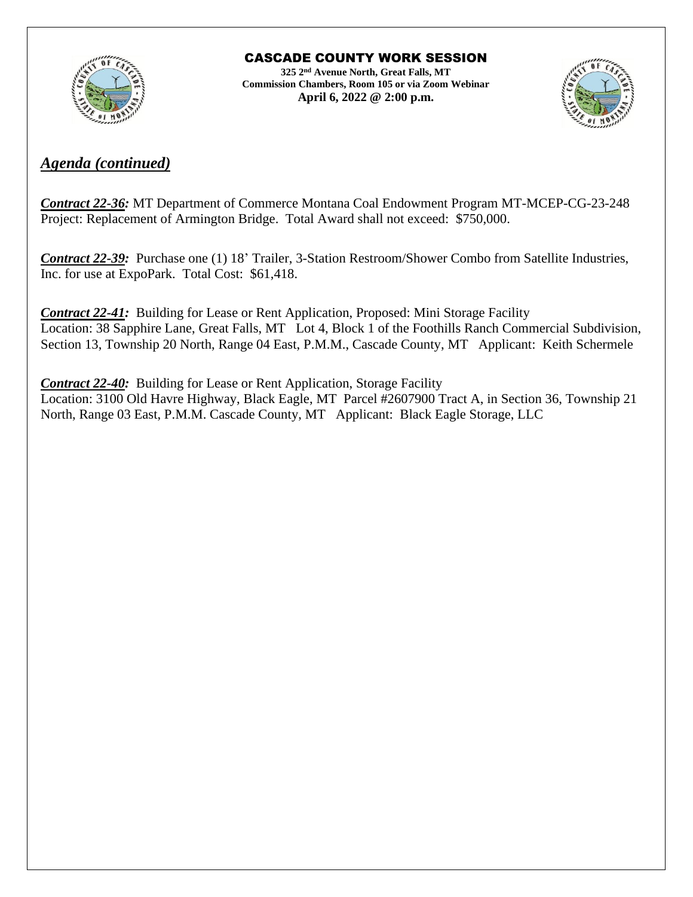# CASCADE COUNTY WORK SESSION

**325 2nd Avenue North, Great Falls, MT**
**Commission Chambers, Room 105 or via Zoom Webinar**
**April 6, 2022 @ 2:00 p.m.**

## ***Agenda (continued)***

***Contract 22-36:*** MT Department of Commerce Montana Coal Endowment Program MT-MCEP-CG-23-248 Project: Replacement of Armington Bridge. Total Award shall not exceed: $750,000.

***Contract 22-39:*** Purchase one (1) 18' Trailer, 3-Station Restroom/Shower Combo from Satellite Industries, Inc. for use at ExpoPark. Total Cost: $61,418.

***Contract 22-41:*** Building for Lease or Rent Application, Proposed: Mini Storage Facility
Location: 38 Sapphire Lane, Great Falls, MT Lot 4, Block 1 of the Foothills Ranch Commercial Subdivision, Section 13, Township 20 North, Range 04 East, P.M.M., Cascade County, MT Applicant: Keith Schermele

***Contract 22-40:*** Building for Lease or Rent Application, Storage Facility
Location: 3100 Old Havre Highway, Black Eagle, MT Parcel #2607900 Tract A, in Section 36, Township 21 North, Range 03 East, P.M.M. Cascade County, MT Applicant: Black Eagle Storage, LLC